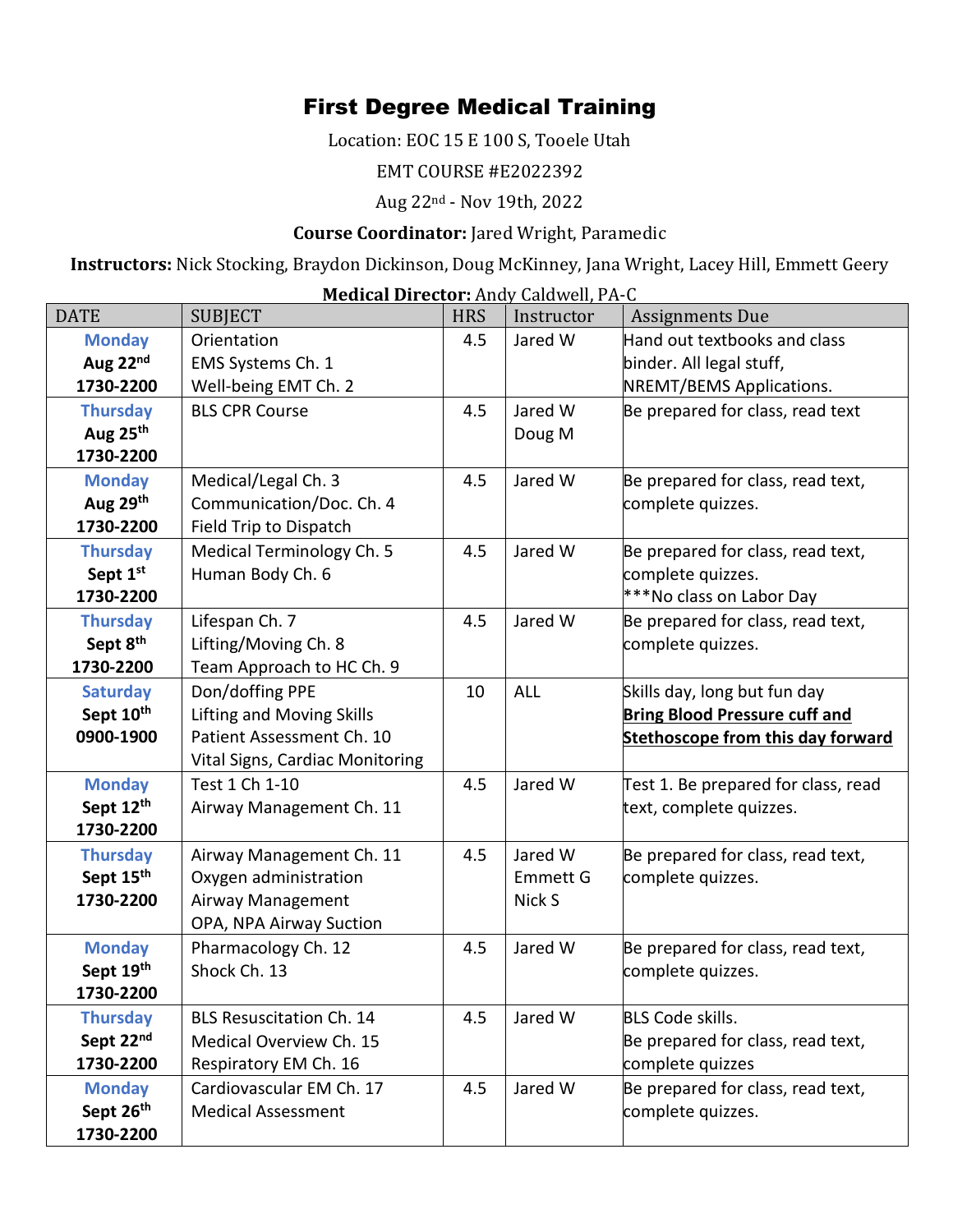# First Degree Medical Training

Location: EOC 15 E 100 S, Tooele Utah

EMT COURSE #E2022392

Aug 22nd - Nov 19th, 2022

**Course Coordinator:** Jared Wright, Paramedic

**Instructors:** Nick Stocking, Braydon Dickinson, Doug McKinney, Jana Wright, Lacey Hill, Emmett Geery

**Medical Director:** Andy Caldwell, PA-C

| DATE | SUBJECT | HRS | Instructor | Assignments Due |
|---|---|---|---|---|
| **Monday** **Aug 22nd** **1730-2200** | Orientation<br>EMS Systems Ch. 1<br>Well-being EMT Ch. 2 | 4.5 | Jared W | Hand out textbooks and class binder. All legal stuff, NREMT/BEMS Applications. |
| **Thursday** **Aug 25th** **1730-2200** | BLS CPR Course | 4.5 | Jared W<br>Doug M | Be prepared for class, read text |
| **Monday** **Aug 29th** **1730-2200** | Medical/Legal Ch. 3<br>Communication/Doc. Ch. 4<br>Field Trip to Dispatch | 4.5 | Jared W | Be prepared for class, read text, complete quizzes. |
| **Thursday** **Sept 1st** **1730-2200** | Medical Terminology Ch. 5<br>Human Body Ch. 6 | 4.5 | Jared W | Be prepared for class, read text, complete quizzes.<br>***No class on Labor Day |
| **Thursday** **Sept 8th** **1730-2200** | Lifespan Ch. 7<br>Lifting/Moving Ch. 8<br>Team Approach to HC Ch. 9 | 4.5 | Jared W | Be prepared for class, read text, complete quizzes. |
| **Saturday** **Sept 10th** **0900-1900** | Don/doffing PPE<br>Lifting and Moving Skills<br>Patient Assessment Ch. 10<br>Vital Signs, Cardiac Monitoring | 10 | ALL | Skills day, long but fun day<br>**Bring Blood Pressure cuff and Stethoscope from this day forward** |
| **Monday** **Sept 12th** **1730-2200** | Test 1 Ch 1-10<br>Airway Management Ch. 11 | 4.5 | Jared W | Test 1. Be prepared for class, read text, complete quizzes. |
| **Thursday** **Sept 15th** **1730-2200** | Airway Management Ch. 11<br>Oxygen administration<br>Airway Management<br>OPA, NPA Airway Suction | 4.5 | Jared W<br>Emmett G<br>Nick S | Be prepared for class, read text, complete quizzes. |
| **Monday** **Sept 19th** **1730-2200** | Pharmacology Ch. 12<br>Shock Ch. 13 | 4.5 | Jared W | Be prepared for class, read text, complete quizzes. |
| **Thursday** **Sept 22nd** **1730-2200** | BLS Resuscitation Ch. 14<br>Medical Overview Ch. 15<br>Respiratory EM Ch. 16 | 4.5 | Jared W | BLS Code skills.<br>Be prepared for class, read text, complete quizzes |
| **Monday** **Sept 26th** **1730-2200** | Cardiovascular EM Ch. 17<br>Medical Assessment | 4.5 | Jared W | Be prepared for class, read text, complete quizzes. |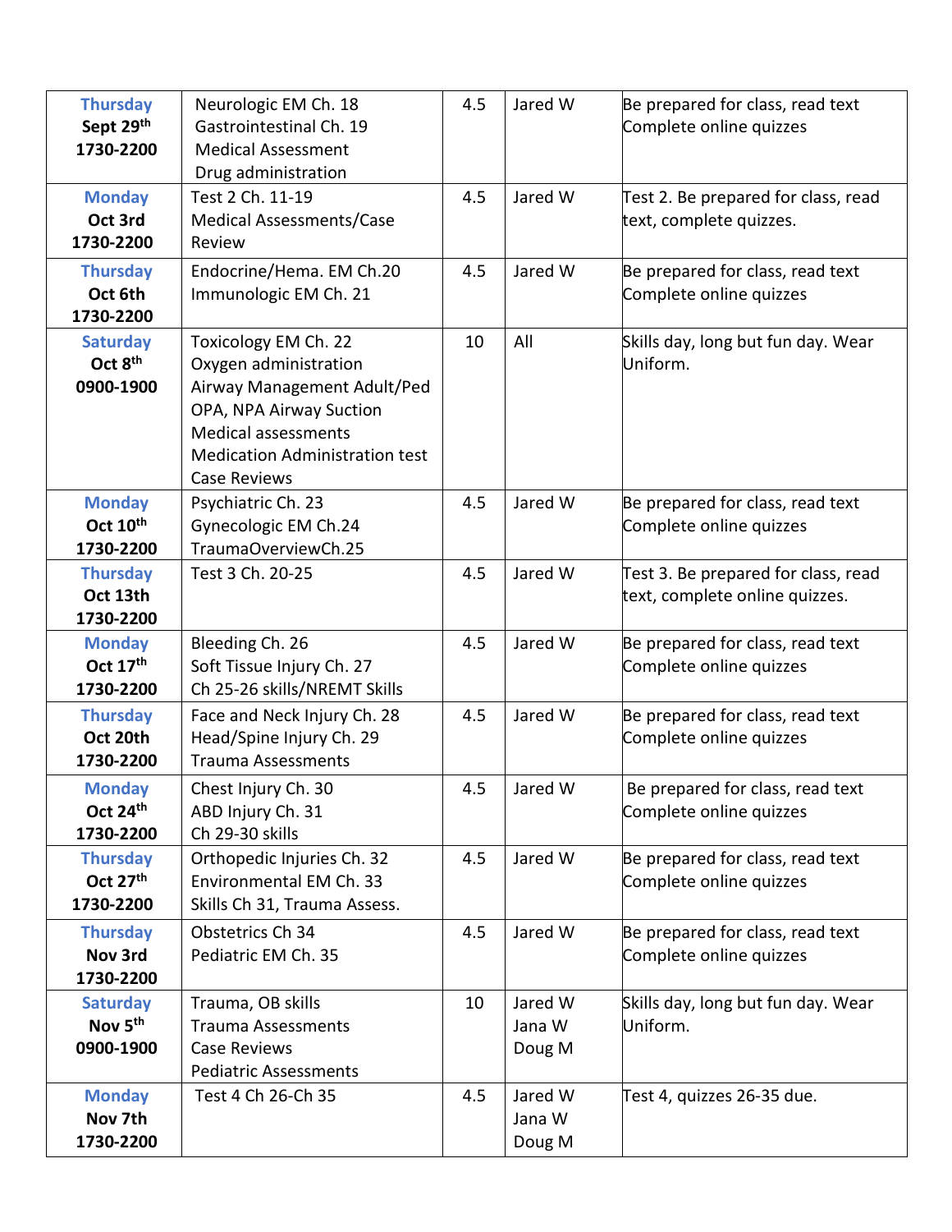| | | | | |
|---|---|---|---|---|
| **Thursday Sept 29th 1730-2200** | Neurologic EM Ch. 18<br>Gastrointestinal Ch. 19<br>Medical Assessment<br>Drug administration | 4.5 | Jared W | Be prepared for class, read text<br>Complete online quizzes |
| **Monday Oct 3rd 1730-2200** | Test 2 Ch. 11-19<br>Medical Assessments/Case Review | 4.5 | Jared W | Test 2. Be prepared for class, read text, complete quizzes. |
| **Thursday Oct 6th 1730-2200** | Endocrine/Hema. EM Ch.20<br>Immunologic EM Ch. 21 | 4.5 | Jared W | Be prepared for class, read text<br>Complete online quizzes |
| **Saturday Oct 8th 0900-1900** | Toxicology EM Ch. 22<br>Oxygen administration<br>Airway Management Adult/Ped<br>OPA, NPA Airway Suction<br>Medical assessments<br>Medication Administration test<br>Case Reviews | 10 | All | Skills day, long but fun day. Wear Uniform. |
| **Monday Oct 10th 1730-2200** | Psychiatric Ch. 23<br>Gynecologic EM Ch.24<br>TraumaOverviewCh.25 | 4.5 | Jared W | Be prepared for class, read text<br>Complete online quizzes |
| **Thursday Oct 13th 1730-2200** | Test 3 Ch. 20-25 | 4.5 | Jared W | Test 3. Be prepared for class, read text, complete online quizzes. |
| **Monday Oct 17th 1730-2200** | Bleeding Ch. 26<br>Soft Tissue Injury Ch. 27<br>Ch 25-26 skills/NREMT Skills | 4.5 | Jared W | Be prepared for class, read text<br>Complete online quizzes |
| **Thursday Oct 20th 1730-2200** | Face and Neck Injury Ch. 28<br>Head/Spine Injury Ch. 29<br>Trauma Assessments | 4.5 | Jared W | Be prepared for class, read text<br>Complete online quizzes |
| **Monday Oct 24th 1730-2200** | Chest Injury Ch. 30<br>ABD Injury Ch. 31<br>Ch 29-30 skills | 4.5 | Jared W | Be prepared for class, read text<br>Complete online quizzes |
| **Thursday Oct 27th 1730-2200** | Orthopedic Injuries Ch. 32<br>Environmental EM Ch. 33<br>Skills Ch 31, Trauma Assess. | 4.5 | Jared W | Be prepared for class, read text<br>Complete online quizzes |
| **Thursday Nov 3rd 1730-2200** | Obstetrics Ch 34<br>Pediatric EM Ch. 35 | 4.5 | Jared W | Be prepared for class, read text<br>Complete online quizzes |
| **Saturday Nov 5th 0900-1900** | Trauma, OB skills<br>Trauma Assessments<br>Case Reviews<br>Pediatric Assessments | 10 | Jared W<br>Jana W<br>Doug M | Skills day, long but fun day. Wear Uniform. |
| **Monday Nov 7th 1730-2200** | Test 4 Ch 26-Ch 35 | 4.5 | Jared W<br>Jana W<br>Doug M | Test 4, quizzes 26-35 due. |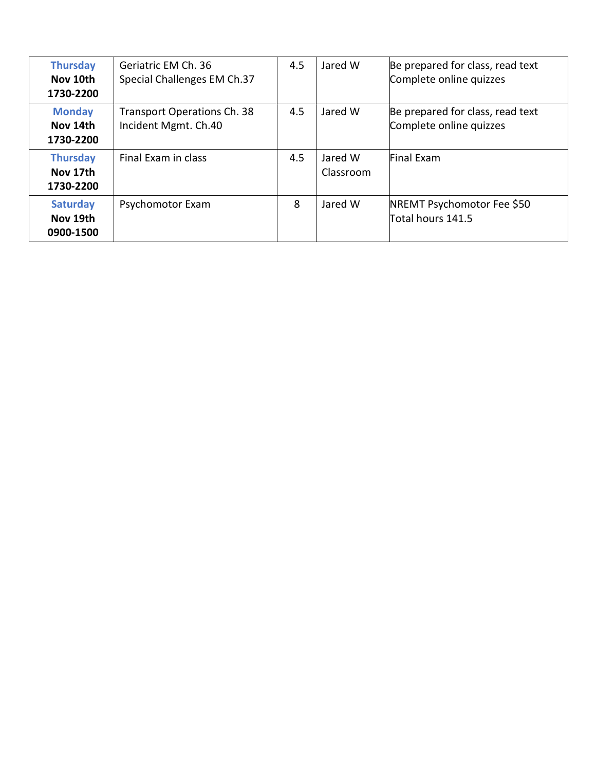| | | | | |
|---|---|---|---|---|
| **Thursday** **Nov 10th** **1730-2200** | Geriatric EM Ch. 36<br>Special Challenges EM Ch.37 | 4.5 | Jared W | Be prepared for class, read text<br>Complete online quizzes |
| **Monday** **Nov 14th** **1730-2200** | Transport Operations Ch. 38<br>Incident Mgmt. Ch.40 | 4.5 | Jared W | Be prepared for class, read text<br>Complete online quizzes |
| **Thursday** **Nov 17th** **1730-2200** | Final Exam in class | 4.5 | Jared W<br>Classroom | Final Exam |
| **Saturday** **Nov 19th** **0900-1500** | Psychomotor Exam | 8 | Jared W | NREMT Psychomotor Fee $50<br>Total hours 141.5 |